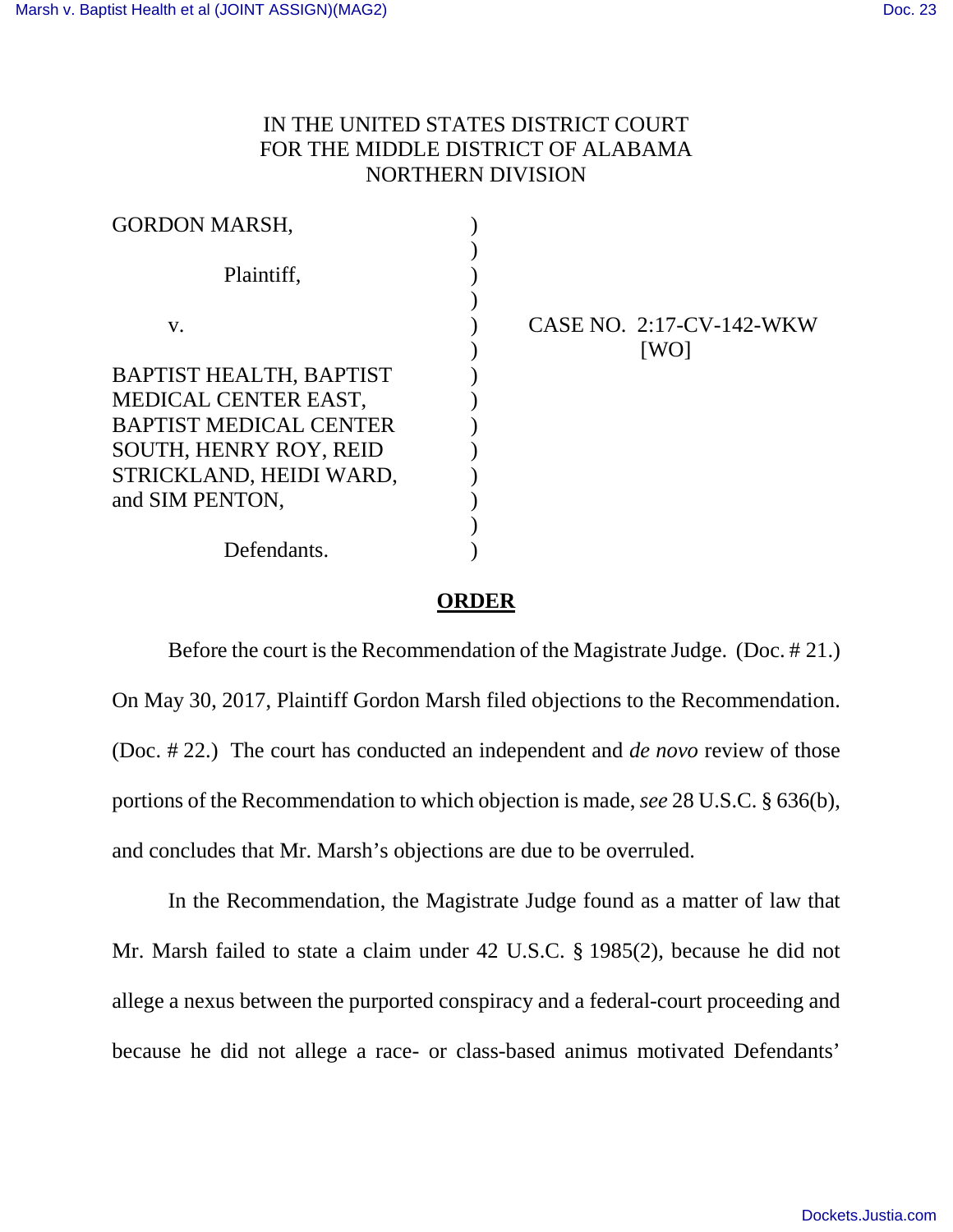IN THE UNITED STATES DISTRICT COURT
FOR THE MIDDLE DISTRICT OF ALABAMA
NORTHERN DIVISION

| | | |
|---|---|---|
| GORDON MARSH,<br><br>Plaintiff,<br><br>v.<br><br>BAPTIST HEALTH, BAPTIST MEDICAL CENTER EAST, BAPTIST MEDICAL CENTER SOUTH, HENRY ROY, REID STRICKLAND, HEIDI WARD, and SIM PENTON,<br><br>Defendants. | ) | CASE NO. 2:17-CV-142-WKW<br>[WO] |

## **ORDER**

Before the court is the Recommendation of the Magistrate Judge. (Doc. # 21.) On May 30, 2017, Plaintiff Gordon Marsh filed objections to the Recommendation. (Doc. # 22.) The court has conducted an independent and *de novo* review of those portions of the Recommendation to which objection is made, *see* 28 U.S.C. § 636(b), and concludes that Mr. Marsh's objections are due to be overruled.

In the Recommendation, the Magistrate Judge found as a matter of law that Mr. Marsh failed to state a claim under 42 U.S.C. § 1985(2), because he did not allege a nexus between the purported conspiracy and a federal-court proceeding and because he did not allege a race- or class-based animus motivated Defendants'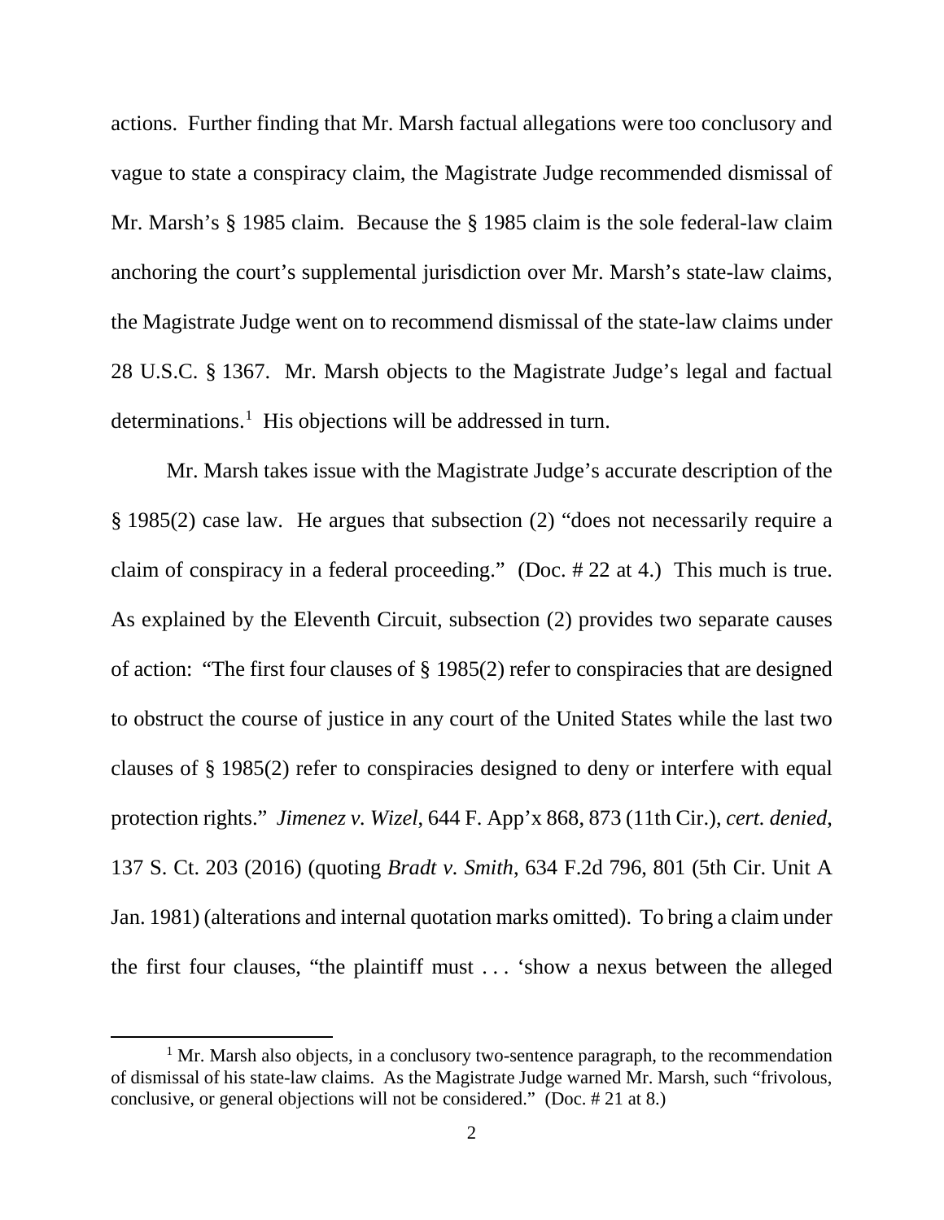actions. Further finding that Mr. Marsh factual allegations were too conclusory and vague to state a conspiracy claim, the Magistrate Judge recommended dismissal of Mr. Marsh's § 1985 claim. Because the § 1985 claim is the sole federal-law claim anchoring the court's supplemental jurisdiction over Mr. Marsh's state-law claims, the Magistrate Judge went on to recommend dismissal of the state-law claims under 28 U.S.C. § 1367. Mr. Marsh objects to the Magistrate Judge's legal and factual determinations.[1] His objections will be addressed in turn.

Mr. Marsh takes issue with the Magistrate Judge's accurate description of the § 1985(2) case law. He argues that subsection (2) "does not necessarily require a claim of conspiracy in a federal proceeding." (Doc. # 22 at 4.) This much is true. As explained by the Eleventh Circuit, subsection (2) provides two separate causes of action: "The first four clauses of § 1985(2) refer to conspiracies that are designed to obstruct the course of justice in any court of the United States while the last two clauses of § 1985(2) refer to conspiracies designed to deny or interfere with equal protection rights." *Jimenez v. Wizel*, 644 F. App'x 868, 873 (11th Cir.), *cert. denied*, 137 S. Ct. 203 (2016) (quoting *Bradt v. Smith*, 634 F.2d 796, 801 (5th Cir. Unit A Jan. 1981) (alterations and internal quotation marks omitted). To bring a claim under the first four clauses, "the plaintiff must . . . 'show a nexus between the alleged

---

[1] Mr. Marsh also objects, in a conclusory two-sentence paragraph, to the recommendation of dismissal of his state-law claims. As the Magistrate Judge warned Mr. Marsh, such "frivolous, conclusive, or general objections will not be considered." (Doc. # 21 at 8.)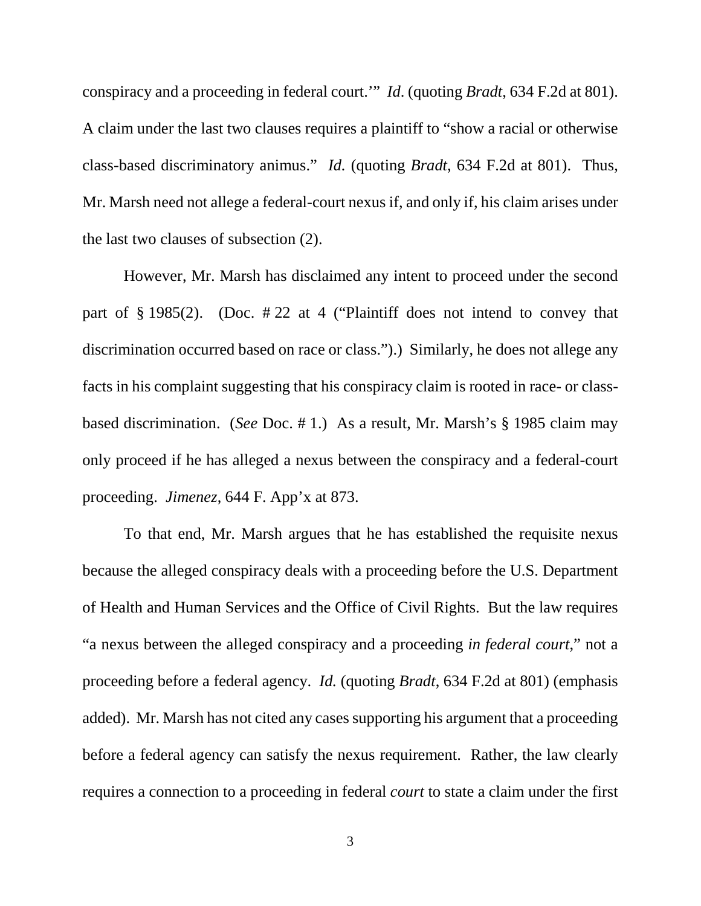conspiracy and a proceeding in federal court.'" *Id*. (quoting *Bradt*, 634 F.2d at 801). A claim under the last two clauses requires a plaintiff to "show a racial or otherwise class-based discriminatory animus." *Id.* (quoting *Bradt*, 634 F.2d at 801). Thus, Mr. Marsh need not allege a federal-court nexus if, and only if, his claim arises under the last two clauses of subsection (2).

However, Mr. Marsh has disclaimed any intent to proceed under the second part of § 1985(2). (Doc. # 22 at 4 ("Plaintiff does not intend to convey that discrimination occurred based on race or class.").) Similarly, he does not allege any facts in his complaint suggesting that his conspiracy claim is rooted in race- or class-based discrimination. (*See* Doc. # 1.) As a result, Mr. Marsh's § 1985 claim may only proceed if he has alleged a nexus between the conspiracy and a federal-court proceeding. *Jimenez*, 644 F. App'x at 873.

To that end, Mr. Marsh argues that he has established the requisite nexus because the alleged conspiracy deals with a proceeding before the U.S. Department of Health and Human Services and the Office of Civil Rights. But the law requires "a nexus between the alleged conspiracy and a proceeding *in federal court*," not a proceeding before a federal agency. *Id.* (quoting *Bradt*, 634 F.2d at 801) (emphasis added). Mr. Marsh has not cited any cases supporting his argument that a proceeding before a federal agency can satisfy the nexus requirement. Rather, the law clearly requires a connection to a proceeding in federal *court* to state a claim under the first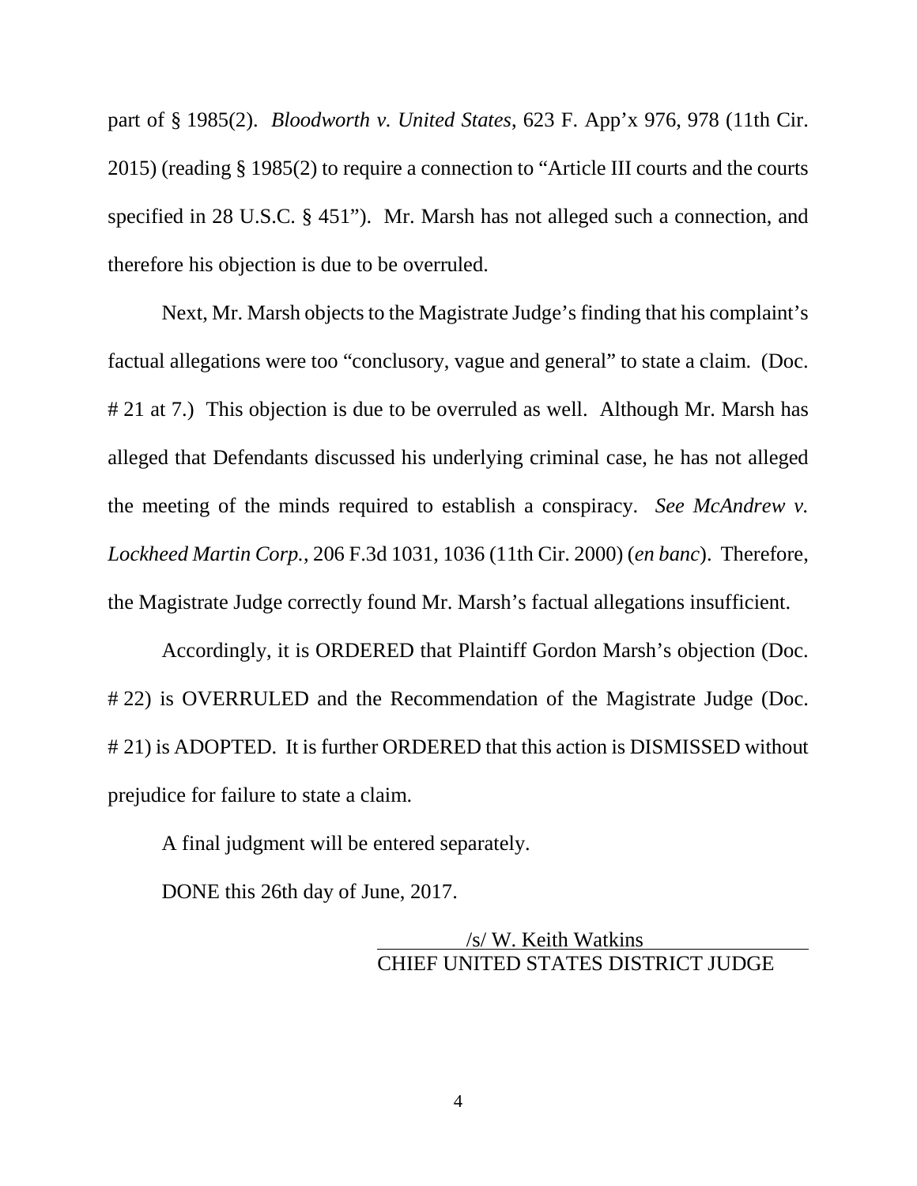part of § 1985(2). *Bloodworth v. United States*, 623 F. App'x 976, 978 (11th Cir. 2015) (reading § 1985(2) to require a connection to "Article III courts and the courts specified in 28 U.S.C. § 451"). Mr. Marsh has not alleged such a connection, and therefore his objection is due to be overruled.

Next, Mr. Marsh objects to the Magistrate Judge's finding that his complaint's factual allegations were too "conclusory, vague and general" to state a claim. (Doc. # 21 at 7.) This objection is due to be overruled as well. Although Mr. Marsh has alleged that Defendants discussed his underlying criminal case, he has not alleged the meeting of the minds required to establish a conspiracy. *See McAndrew v. Lockheed Martin Corp.*, 206 F.3d 1031, 1036 (11th Cir. 2000) (*en banc*). Therefore, the Magistrate Judge correctly found Mr. Marsh's factual allegations insufficient.

Accordingly, it is ORDERED that Plaintiff Gordon Marsh's objection (Doc. # 22) is OVERRULED and the Recommendation of the Magistrate Judge (Doc. # 21) is ADOPTED. It is further ORDERED that this action is DISMISSED without prejudice for failure to state a claim.

A final judgment will be entered separately.

DONE this 26th day of June, 2017.

/s/ W. Keith Watkins
CHIEF UNITED STATES DISTRICT JUDGE